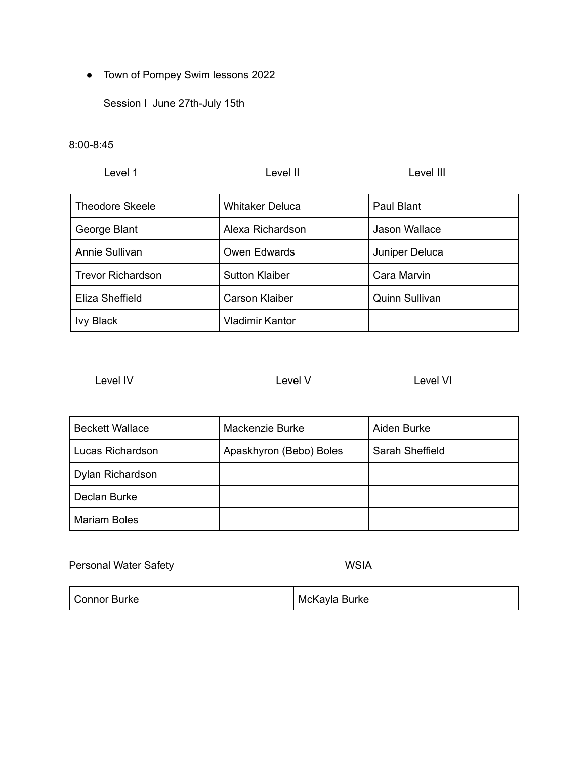- Town of Pompey Swim lessons 2022

  Session I  June 27th-July 15th

8:00-8:45

| Level 1 | Level II | Level III |
|---|---|---|
| Theodore Skeele | Whitaker Deluca | Paul Blant |
| George Blant | Alexa Richardson | Jason Wallace |
| Annie Sullivan | Owen Edwards | Juniper Deluca |
| Trevor Richardson | Sutton Klaiber | Cara Marvin |
| Eliza Sheffield | Carson Klaiber | Quinn Sullivan |
| Ivy Black | Vladimir Kantor | |

| Level IV | Level V | Level VI |
|---|---|---|
| Beckett Wallace | Mackenzie Burke | Aiden Burke |
| Lucas Richardson | Apaskhyron (Bebo) Boles | Sarah Sheffield |
| Dylan Richardson | | |
| Declan Burke | | |
| Mariam Boles | | |

| Personal Water Safety | WSIA |
|---|---|
| Connor Burke | McKayla Burke |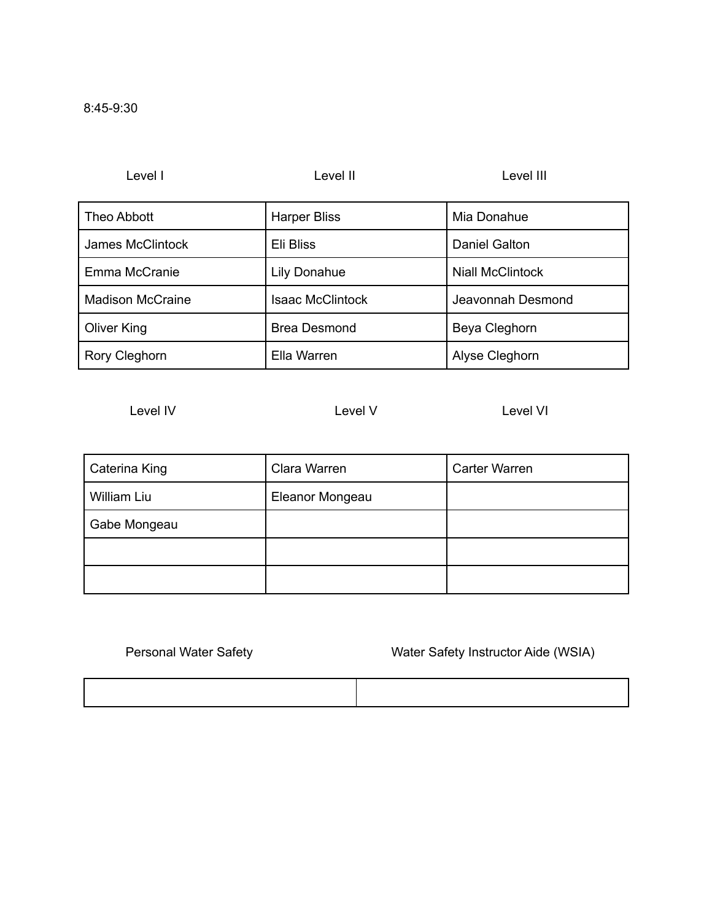8:45-9:30

| Level I | Level II | Level III |
|---|---|---|
| Theo Abbott | Harper Bliss | Mia Donahue |
| James McClintock | Eli Bliss | Daniel Galton |
| Emma McCranie | Lily Donahue | Niall McClintock |
| Madison McCraine | Isaac McClintock | Jeavonnah Desmond |
| Oliver King | Brea Desmond | Beya Cleghorn |
| Rory Cleghorn | Ella Warren | Alyse Cleghorn |

| Level IV | Level V | Level VI |
|---|---|---|
| Caterina King | Clara Warren | Carter Warren |
| William Liu | Eleanor Mongeau | |
| Gabe Mongeau | | |
| | | |
| | | |

| Personal Water Safety | Water Safety Instructor Aide (WSIA) |
|---|---|
| | |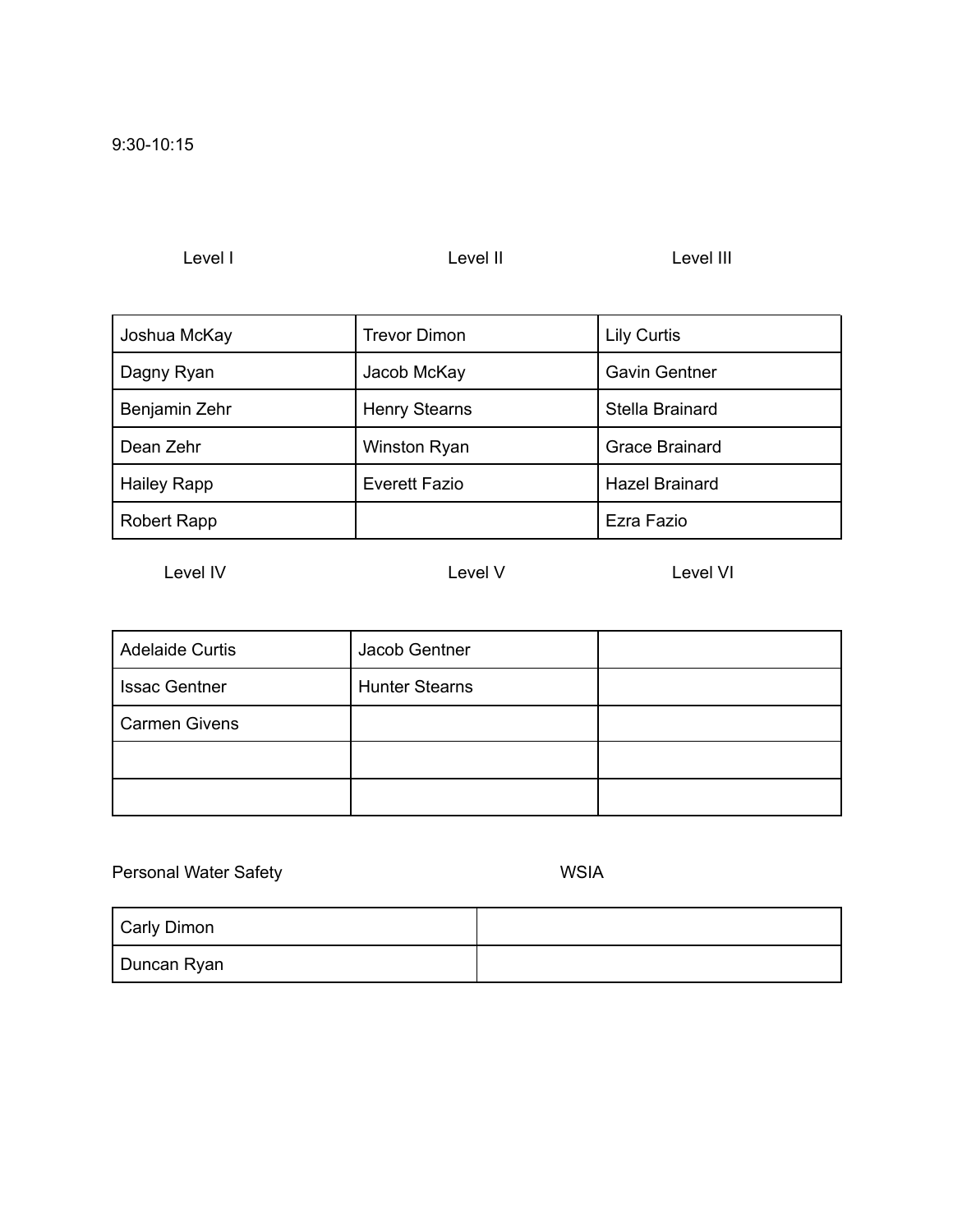9:30-10:15

| Level I | Level II | Level III |
|---|---|---|
| Joshua McKay | Trevor Dimon | Lily Curtis |
| Dagny Ryan | Jacob McKay | Gavin Gentner |
| Benjamin Zehr | Henry Stearns | Stella Brainard |
| Dean Zehr | Winston Ryan | Grace Brainard |
| Hailey Rapp | Everett Fazio | Hazel Brainard |
| Robert Rapp | | Ezra Fazio |

| Level IV | Level V | Level VI |
|---|---|---|
| Adelaide Curtis | Jacob Gentner | |
| Issac Gentner | Hunter Stearns | |
| Carmen Givens | | |
| | | |
| | | |

| Personal Water Safety | WSIA |
|---|---|
| Carly Dimon | |
| Duncan Ryan | |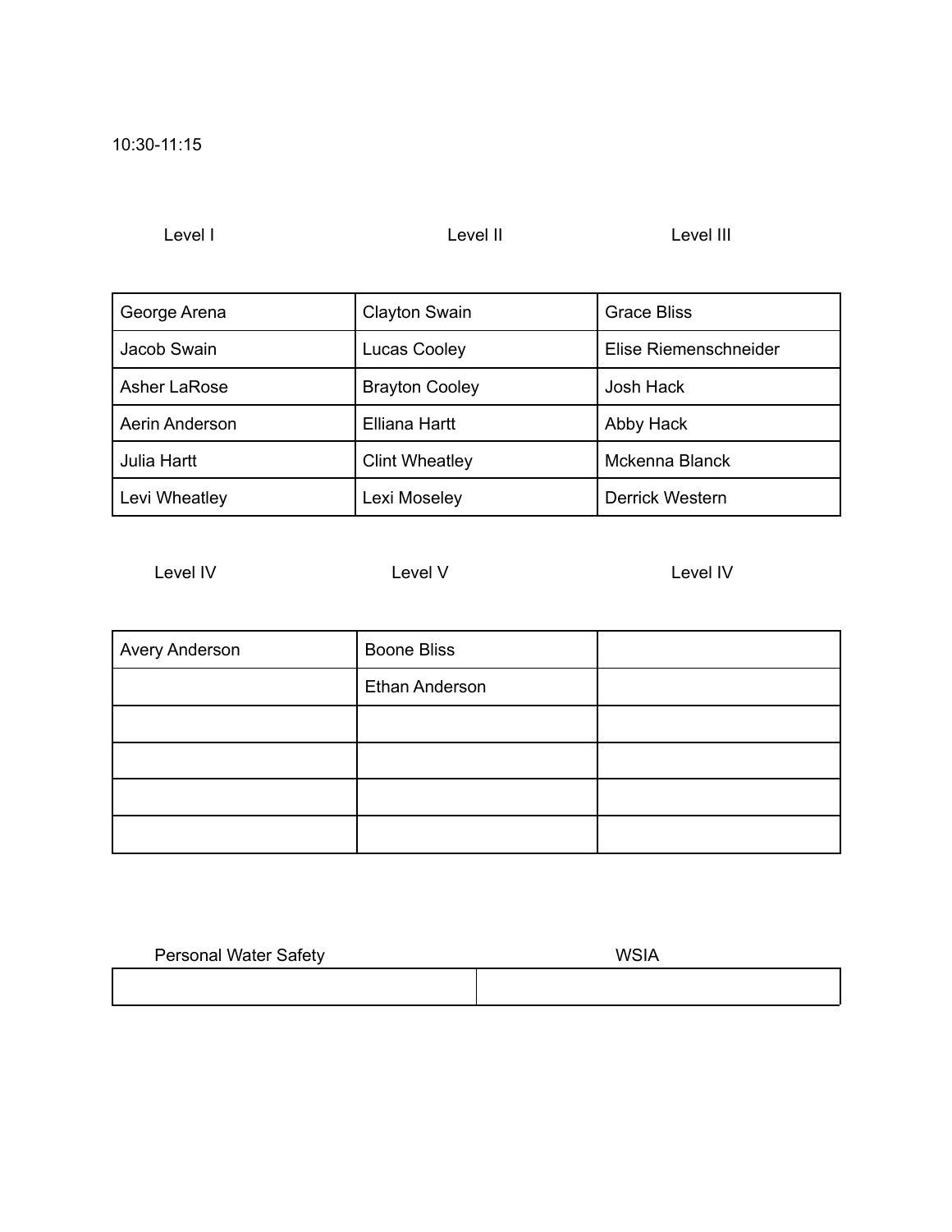10:30-11:15

| Level I | Level II | Level III |
|---|---|---|
| George Arena | Clayton Swain | Grace Bliss |
| Jacob Swain | Lucas Cooley | Elise Riemenschneider |
| Asher LaRose | Brayton Cooley | Josh Hack |
| Aerin Anderson | Elliana Hartt | Abby Hack |
| Julia Hartt | Clint Wheatley | Mckenna Blanck |
| Levi Wheatley | Lexi Moseley | Derrick Western |

| Level IV | Level V | Level IV |
|---|---|---|
| Avery Anderson | Boone Bliss | |
| | Ethan Anderson | |
| | | |
| | | |
| | | |
| | | |

| Personal Water Safety | WSIA |
|---|---|
| | |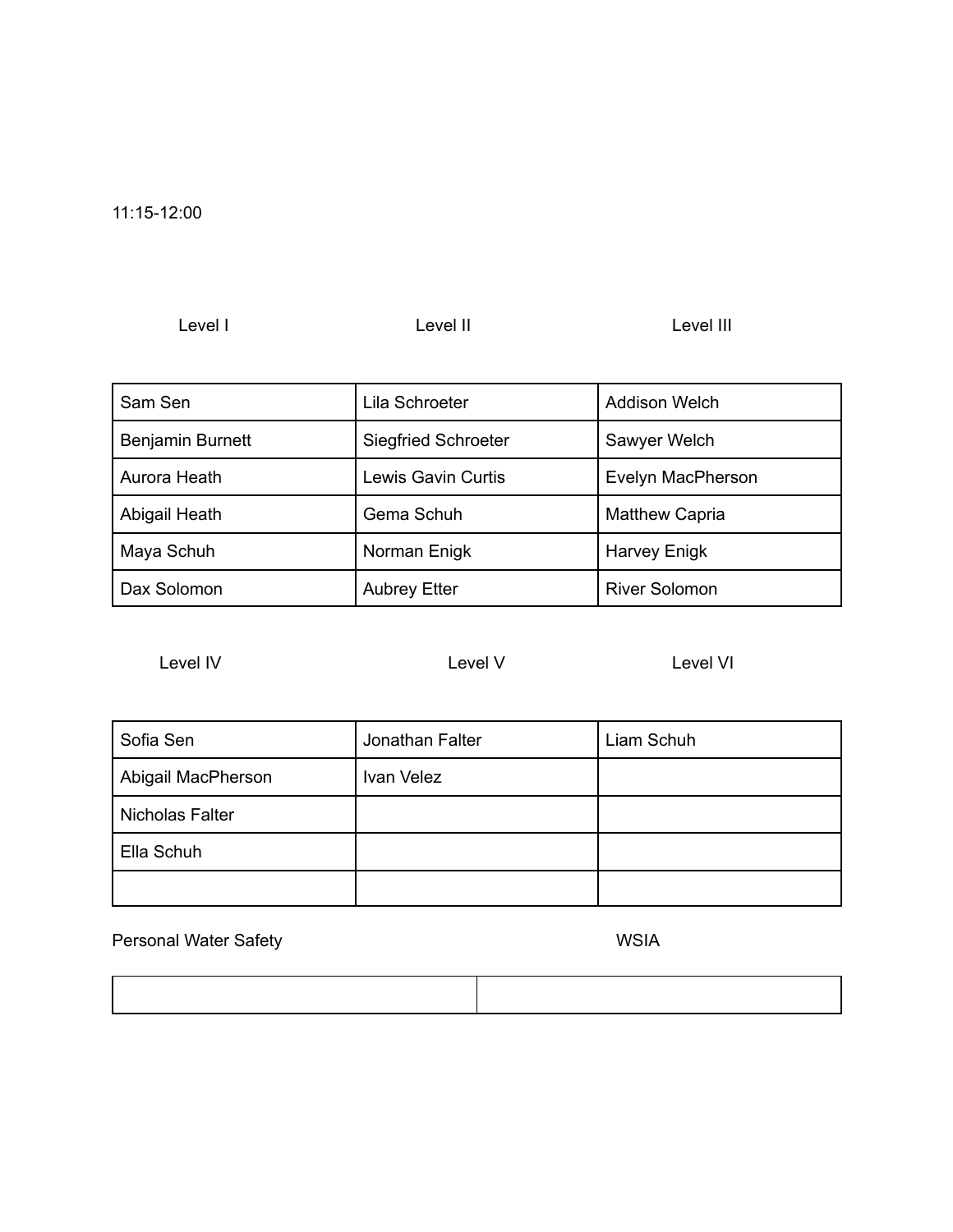11:15-12:00

| Level I | Level II | Level III |
| --- | --- | --- |
| Sam Sen | Lila Schroeter | Addison Welch |
| Benjamin Burnett | Siegfried Schroeter | Sawyer Welch |
| Aurora Heath | Lewis Gavin Curtis | Evelyn MacPherson |
| Abigail Heath | Gema Schuh | Matthew Capria |
| Maya Schuh | Norman Enigk | Harvey Enigk |
| Dax Solomon | Aubrey Etter | River Solomon |

| Level IV | Level V | Level VI |
| --- | --- | --- |
| Sofia Sen | Jonathan Falter | Liam Schuh |
| Abigail MacPherson | Ivan Velez | |
| Nicholas Falter | | |
| Ella Schuh | | |
| | | |

| Personal Water Safety | WSIA |
| --- | --- |
| | |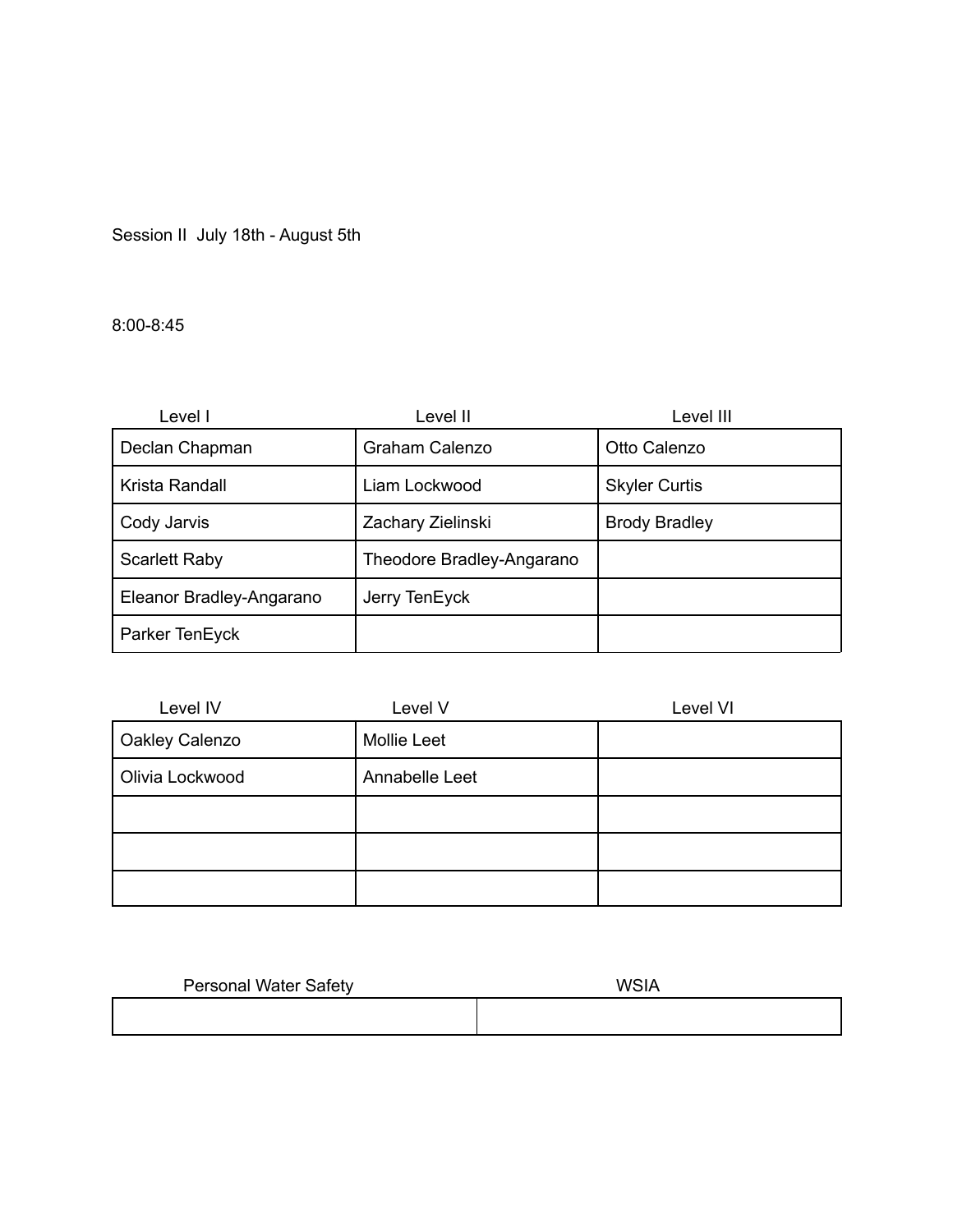Session II  July 18th - August 5th

8:00-8:45

| Level I | Level II | Level III |
| --- | --- | --- |
| Declan Chapman | Graham Calenzo | Otto Calenzo |
| Krista Randall | Liam Lockwood | Skyler Curtis |
| Cody Jarvis | Zachary Zielinski | Brody Bradley |
| Scarlett Raby | Theodore Bradley-Angarano | |
| Eleanor Bradley-Angarano | Jerry TenEyck | |
| Parker TenEyck | | |

| Level IV | Level V | Level VI |
| --- | --- | --- |
| Oakley Calenzo | Mollie Leet | |
| Olivia Lockwood | Annabelle Leet | |
| | | |
| | | |
| | | |

| Personal Water Safety | WSIA |
| --- | --- |
| | |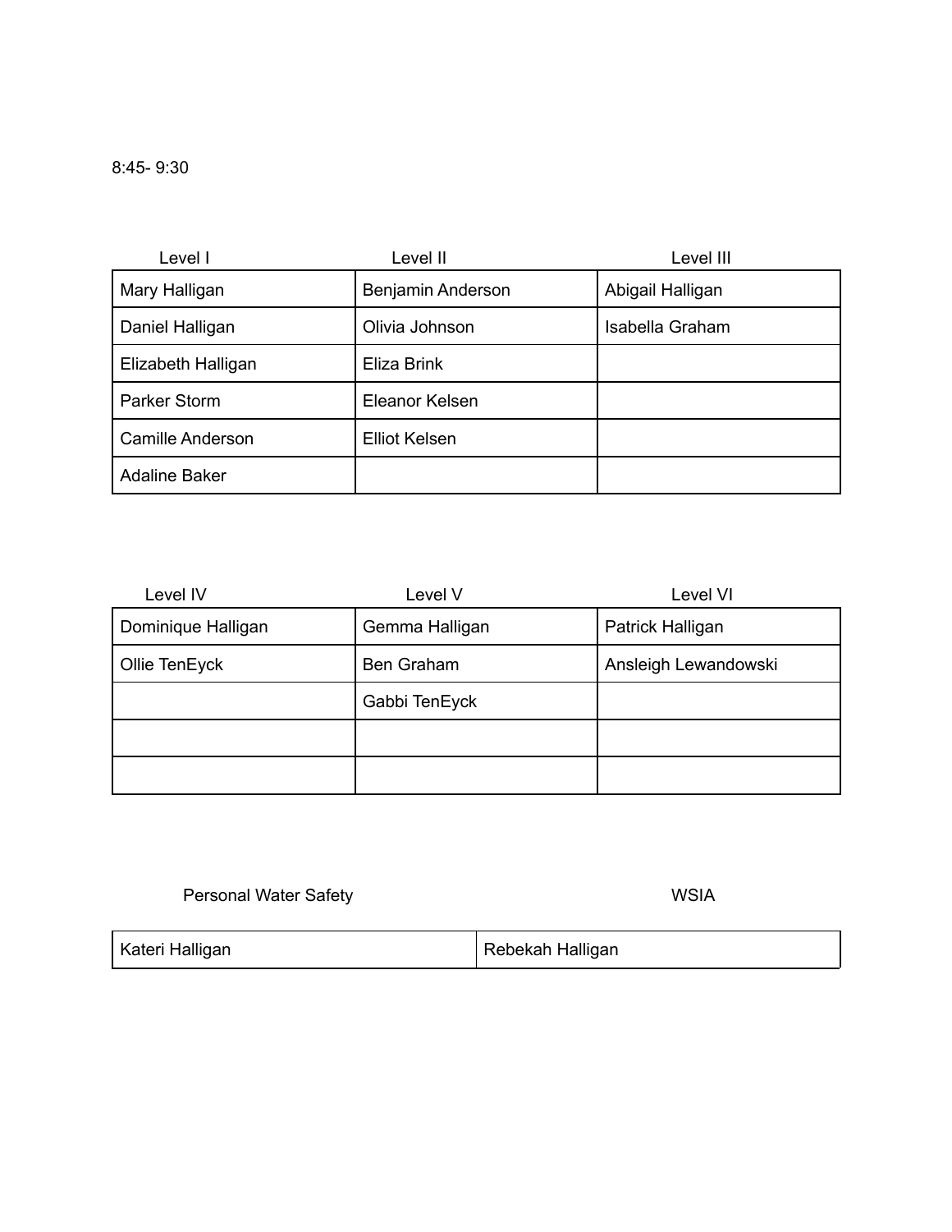8:45- 9:30

| Level I | Level II | Level III |
|---|---|---|
| Mary Halligan | Benjamin Anderson | Abigail Halligan |
| Daniel Halligan | Olivia Johnson | Isabella Graham |
| Elizabeth Halligan | Eliza Brink | |
| Parker Storm | Eleanor Kelsen | |
| Camille Anderson | Elliot Kelsen | |
| Adaline Baker | | |

| Level IV | Level V | Level VI |
|---|---|---|
| Dominique Halligan | Gemma Halligan | Patrick Halligan |
| Ollie TenEyck | Ben Graham | Ansleigh Lewandowski |
| | Gabbi TenEyck | |
| | | |
| | | |

| Personal Water Safety | WSIA |
|---|---|
| Kateri Halligan | Rebekah Halligan |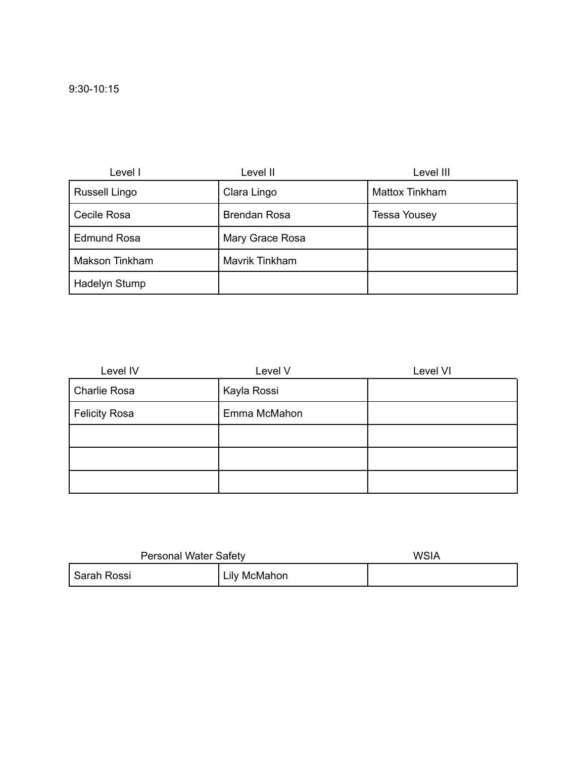9:30-10:15

| Level I | Level II | Level III |
|---|---|---|
| Russell Lingo | Clara Lingo | Mattox Tinkham |
| Cecile Rosa | Brendan Rosa | Tessa Yousey |
| Edmund Rosa | Mary Grace Rosa | |
| Makson Tinkham | Mavrik Tinkham | |
| Hadelyn Stump | | |

| Level IV | Level V | Level VI |
|---|---|---|
| Charlie Rosa | Kayla Rossi | |
| Felicity Rosa | Emma McMahon | |
| | | |
| | | |
| | | |

| Personal Water Safety | | WSIA |
|---|---|---|
| Sarah Rossi | Lily McMahon | |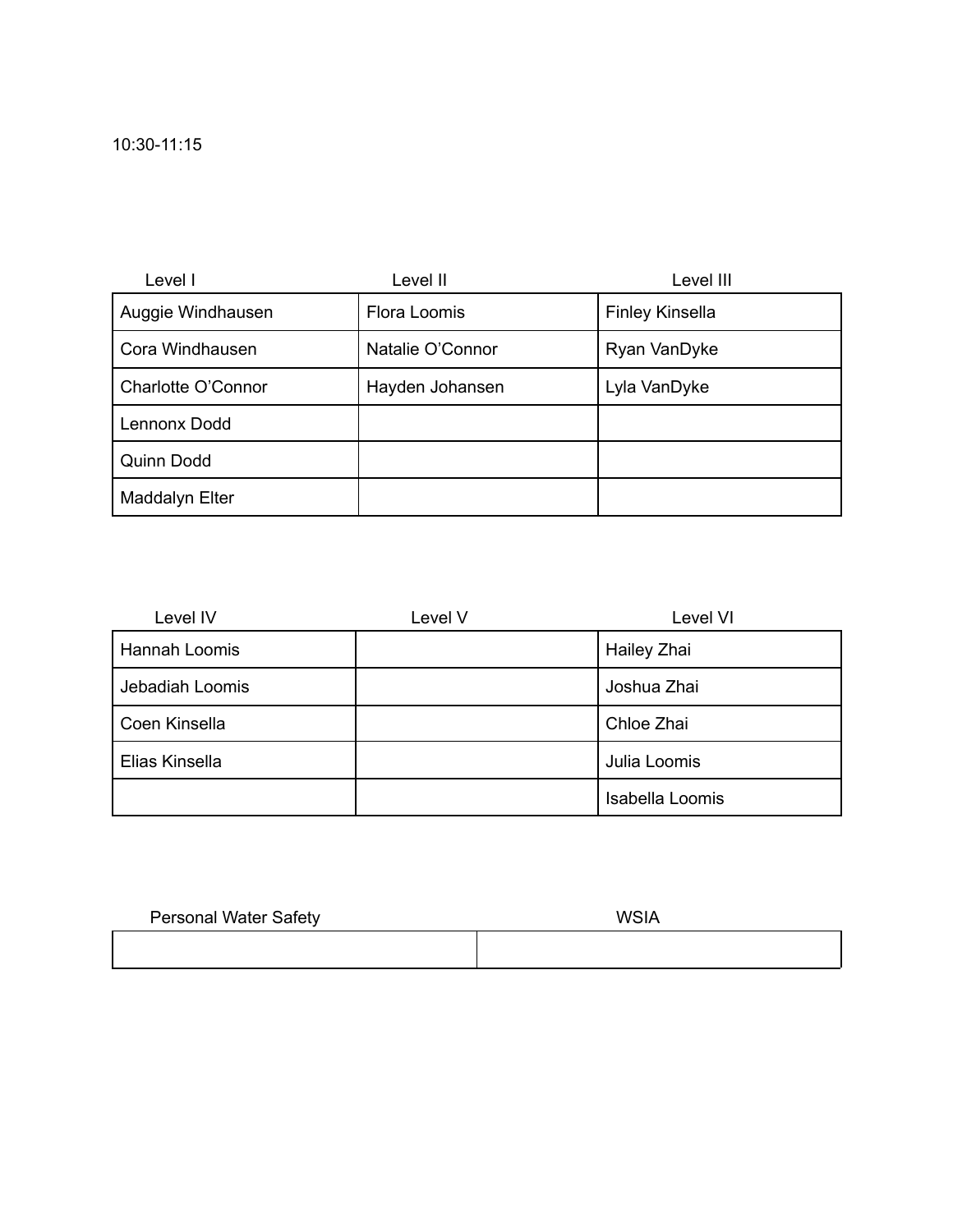10:30-11:15

| Level I | Level II | Level III |
| --- | --- | --- |
| Auggie Windhausen | Flora Loomis | Finley Kinsella |
| Cora Windhausen | Natalie O'Connor | Ryan VanDyke |
| Charlotte O'Connor | Hayden Johansen | Lyla VanDyke |
| Lennonx Dodd | | |
| Quinn Dodd | | |
| Maddalyn Elter | | |

| Level IV | Level V | Level VI |
| --- | --- | --- |
| Hannah Loomis | | Hailey Zhai |
| Jebadiah Loomis | | Joshua Zhai |
| Coen Kinsella | | Chloe Zhai |
| Elias Kinsella | | Julia Loomis |
| | | Isabella Loomis |

| Personal Water Safety | WSIA |
| --- | --- |
| | |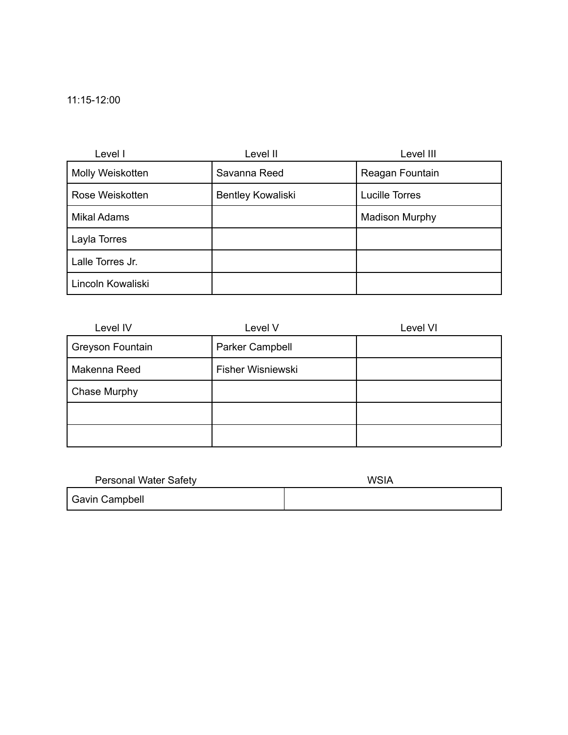11:15-12:00

| Level I | Level II | Level III |
| --- | --- | --- |
| Molly Weiskotten | Savanna Reed | Reagan Fountain |
| Rose Weiskotten | Bentley Kowaliski | Lucille Torres |
| Mikal Adams | | Madison Murphy |
| Layla Torres | | |
| Lalle Torres Jr. | | |
| Lincoln Kowaliski | | |

| Level IV | Level V | Level VI |
| --- | --- | --- |
| Greyson Fountain | Parker Campbell | |
| Makenna Reed | Fisher Wisniewski | |
| Chase Murphy | | |
| | | |
| | | |

| Personal Water Safety | WSIA |
| --- | --- |
| Gavin Campbell | |